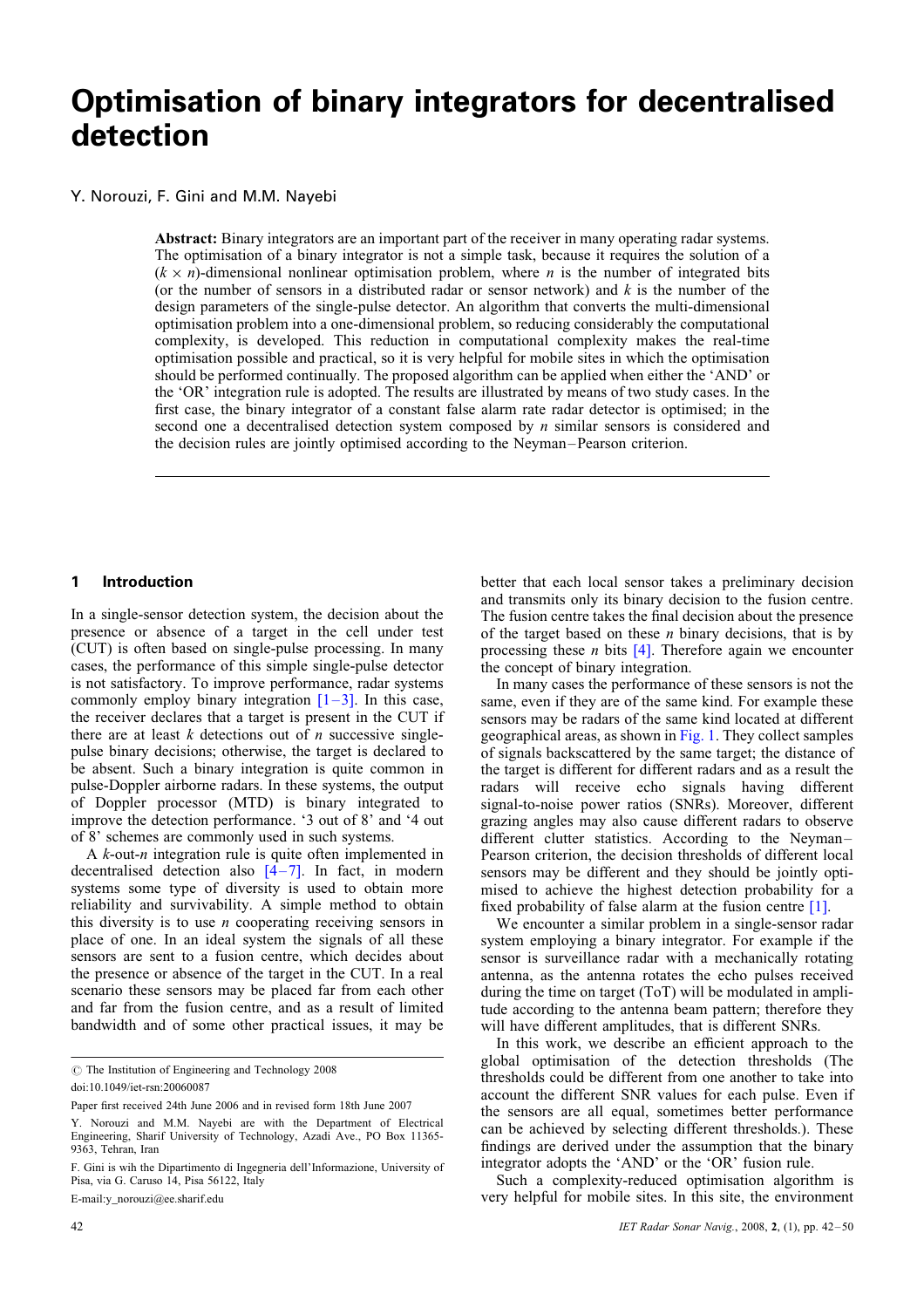# Optimisation of binary integrators for decentralised detection

Y. Norouzi, F. Gini and M.M. Nayebi

**Abstract:** Binary integrators are an important part of the receiver in many operating radar systems. The optimisation of a binary integrator is not a simple task, because it requires the solution of a $(k \times n)$-dimensional nonlinear optimisation problem, where $n$ is the number of integrated bits (or the number of sensors in a distributed radar or sensor network) and $k$ is the number of the design parameters of the single-pulse detector. An algorithm that converts the multi-dimensional optimisation problem into a one-dimensional problem, so reducing considerably the computational complexity, is developed. This reduction in computational complexity makes the real-time optimisation possible and practical, so it is very helpful for mobile sites in which the optimisation should be performed continually. The proposed algorithm can be applied when either the 'AND' or the 'OR' integration rule is adopted. The results are illustrated by means of two study cases. In the first case, the binary integrator of a constant false alarm rate radar detector is optimised; in the second one a decentralised detection system composed by $n$ similar sensors is considered and the decision rules are jointly optimised according to the Neyman–Pearson criterion.

## 1 Introduction

In a single-sensor detection system, the decision about the presence or absence of a target in the cell under test (CUT) is often based on single-pulse processing. In many cases, the performance of this simple single-pulse detector is not satisfactory. To improve performance, radar systems commonly employ binary integration [1–3]. In this case, the receiver declares that a target is present in the CUT if there are at least $k$ detections out of $n$ successive single-pulse binary decisions; otherwise, the target is declared to be absent. Such a binary integration is quite common in pulse-Doppler airborne radars. In these systems, the output of Doppler processor (MTD) is binary integrated to improve the detection performance. '3 out of 8' and '4 out of 8' schemes are commonly used in such systems.

A $k$-out-$n$ integration rule is quite often implemented in decentralised detection also [4–7]. In fact, in modern systems some type of diversity is used to obtain more reliability and survivability. A simple method to obtain this diversity is to use $n$ cooperating receiving sensors in place of one. In an ideal system the signals of all these sensors are sent to a fusion centre, which decides about the presence or absence of the target in the CUT. In a real scenario these sensors may be placed far from each other and far from the fusion centre, and as a result of limited bandwidth and of some other practical issues, it may be better that each local sensor takes a preliminary decision and transmits only its binary decision to the fusion centre. The fusion centre takes the final decision about the presence of the target based on these $n$ binary decisions, that is by processing these $n$ bits [4]. Therefore again we encounter the concept of binary integration.

In many cases the performance of these sensors is not the same, even if they are of the same kind. For example these sensors may be radars of the same kind located at different geographical areas, as shown in Fig. 1. They collect samples of signals backscattered by the same target; the distance of the target is different for different radars and as a result the radars will receive echo signals having different signal-to-noise power ratios (SNRs). Moreover, different grazing angles may also cause different radars to observe different clutter statistics. According to the Neyman–Pearson criterion, the decision thresholds of different local sensors may be different and they should be jointly optimised to achieve the highest detection probability for a fixed probability of false alarm at the fusion centre [1].

We encounter a similar problem in a single-sensor radar system employing a binary integrator. For example if the sensor is surveillance radar with a mechanically rotating antenna, as the antenna rotates the echo pulses received during the time on target (ToT) will be modulated in amplitude according to the antenna beam pattern; therefore they will have different amplitudes, that is different SNRs.

In this work, we describe an efficient approach to the global optimisation of the detection thresholds (The thresholds could be different from one another to take into account the different SNR values for each pulse. Even if the sensors are all equal, sometimes better performance can be achieved by selecting different thresholds.). These findings are derived under the assumption that the binary integrator adopts the 'AND' or the 'OR' fusion rule.

Such a complexity-reduced optimisation algorithm is very helpful for mobile sites. In this site, the environment

© The Institution of Engineering and Technology 2008

doi:10.1049/iet-rsn:20060087

Paper first received 24th June 2006 and in revised form 18th June 2007

Y. Norouzi and M.M. Nayebi are with the Department of Electrical Engineering, Sharif University of Technology, Azadi Ave., PO Box 11365-9363, Tehran, Iran

F. Gini is wih the Dipartimento di Ingegneria dell'Informazione, University of Pisa, via G. Caruso 14, Pisa 56122, Italy

E-mail:y_norouzi@ee.sharif.edu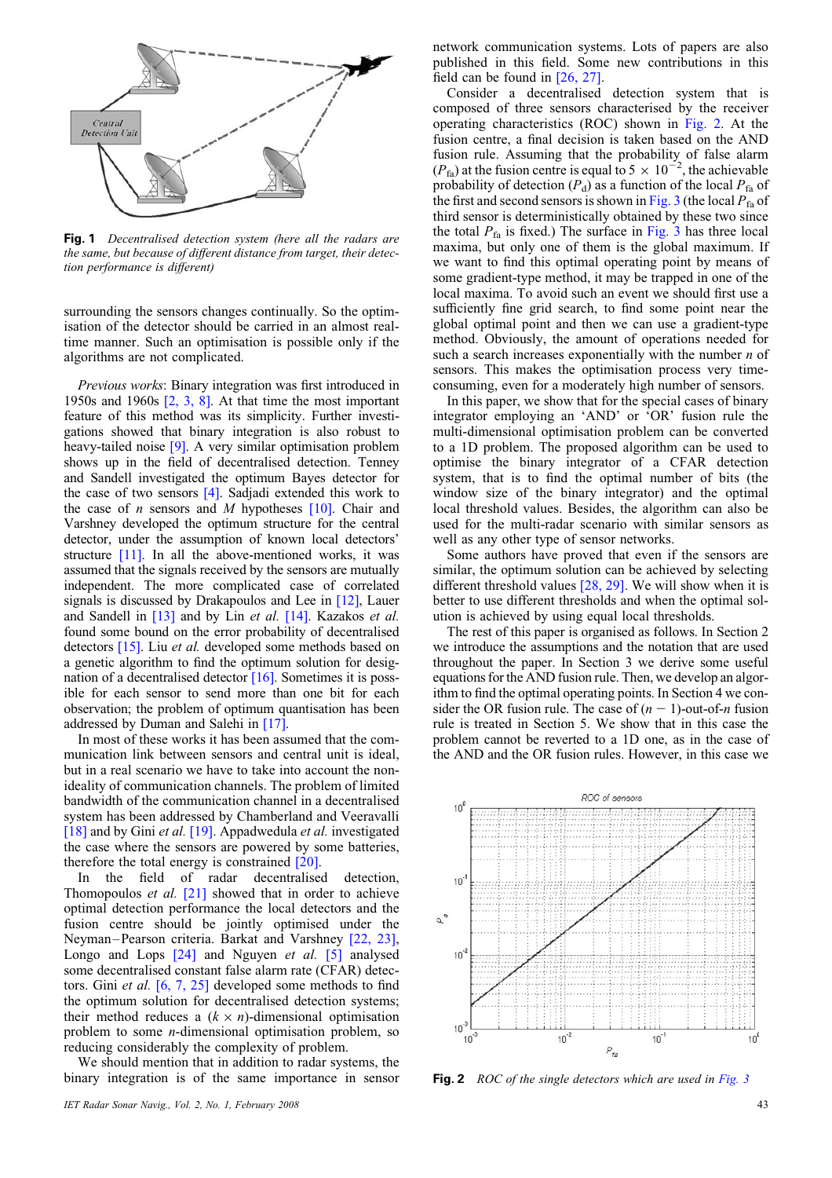Fig. 1 *Decentralised detection system (here all the radars are the same, but because of different distance from target, their detection performance is different)*

surrounding the sensors changes continually. So the optimisation of the detector should be carried in an almost real-time manner. Such an optimisation is possible only if the algorithms are not complicated.

*Previous works*: Binary integration was first introduced in 1950s and 1960s [2, 3, 8]. At that time the most important feature of this method was its simplicity. Further investigations showed that binary integration is also robust to heavy-tailed noise [9]. A very similar optimisation problem shows up in the field of decentralised detection. Tenney and Sandell investigated the optimum Bayes detector for the case of two sensors [4]. Sadjadi extended this work to the case of $n$ sensors and $M$ hypotheses [10]. Chair and Varshney developed the optimum structure for the central detector, under the assumption of known local detectors' structure [11]. In all the above-mentioned works, it was assumed that the signals received by the sensors are mutually independent. The more complicated case of correlated signals is discussed by Drakopoulos and Lee in [12], Lauer and Sandell in [13] and by Lin *et al.* [14]. Kazakos *et al.* found some bound on the error probability of decentralised detectors [15]. Liu *et al.* developed some methods based on a genetic algorithm to find the optimum solution for designation of a decentralised detector [16]. Sometimes it is possible for each sensor to send more than one bit for each observation; the problem of optimum quantisation has been addressed by Duman and Salehi in [17].

In most of these works it has been assumed that the communication link between sensors and central unit is ideal, but in a real scenario we have to take into account the non-ideality of communication channels. The problem of limited bandwidth of the communication channel in a decentralised system has been addressed by Chamberland and Veeravalli [18] and by Gini *et al.* [19]. Appadwedula *et al.* investigated the case where the sensors are powered by some batteries, therefore the total energy is constrained [20].

In the field of radar decentralised detection, Thomopoulos *et al.* [21] showed that in order to achieve optimal detection performance the local detectors and the fusion centre should be jointly optimised under the Neyman–Pearson criteria. Barkat and Varshney [22, 23], Longo and Lops [24] and Nguyen *et al.* [5] analysed some decentralised constant false alarm rate (CFAR) detectors. Gini *et al.* [6, 7, 25] developed some methods to find the optimum solution for decentralised detection systems; their method reduces a $(k \times n)$-dimensional optimisation problem to some $n$-dimensional optimisation problem, so reducing considerably the complexity of problem.

We should mention that in addition to radar systems, the binary integration is of the same importance in sensor network communication systems. Lots of papers are also published in this field. Some new contributions in this field can be found in [26, 27].

Consider a decentralised detection system that is composed of three sensors characterised by the receiver operating characteristics (ROC) shown in Fig. 2. At the fusion centre, a final decision is taken based on the AND fusion rule. Assuming that the probability of false alarm ($P_{fa}$) at the fusion centre is equal to $5 \times 10^{-2}$, the achievable probability of detection ($P_d$) as a function of the local $P_{fa}$ of the first and second sensors is shown in Fig. 3 (the local $P_{fa}$ of third sensor is deterministically obtained by these two since the total $P_{fa}$ is fixed.) The surface in Fig. 3 has three local maxima, but only one of them is the global maximum. If we want to find this optimal operating point by means of some gradient-type method, it may be trapped in one of the local maxima. To avoid such an event we should first use a sufficiently fine grid search, to find some point near the global optimal point and then we can use a gradient-type method. Obviously, the amount of operations needed for such a search increases exponentially with the number $n$ of sensors. This makes the optimisation process very time-consuming, even for a moderately high number of sensors.

In this paper, we show that for the special cases of binary integrator employing an 'AND' or 'OR' fusion rule the multi-dimensional optimisation problem can be converted to a 1D problem. The proposed algorithm can be used to optimise the binary integrator of a CFAR detection system, that is to find the optimal number of bits (the window size of the binary integrator) and the optimal local threshold values. Besides, the algorithm can also be used for the multi-radar scenario with similar sensors as well as any other type of sensor networks.

Some authors have proved that even if the sensors are similar, the optimum solution can be achieved by selecting different threshold values [28, 29]. We will show when it is better to use different thresholds and when the optimal solution is achieved by using equal local thresholds.

The rest of this paper is organised as follows. In Section 2 we introduce the assumptions and the notation that are used throughout the paper. In Section 3 we derive some useful equations for the AND fusion rule. Then, we develop an algorithm to find the optimal operating points. In Section 4 we consider the OR fusion rule. The case of $(n-1)$-out-of-$n$ fusion rule is treated in Section 5. We show that in this case the problem cannot be reverted to a 1D one, as in the case of the AND and the OR fusion rules. However, in this case we

Fig. 2 *ROC of the single detectors which are used in Fig. 3*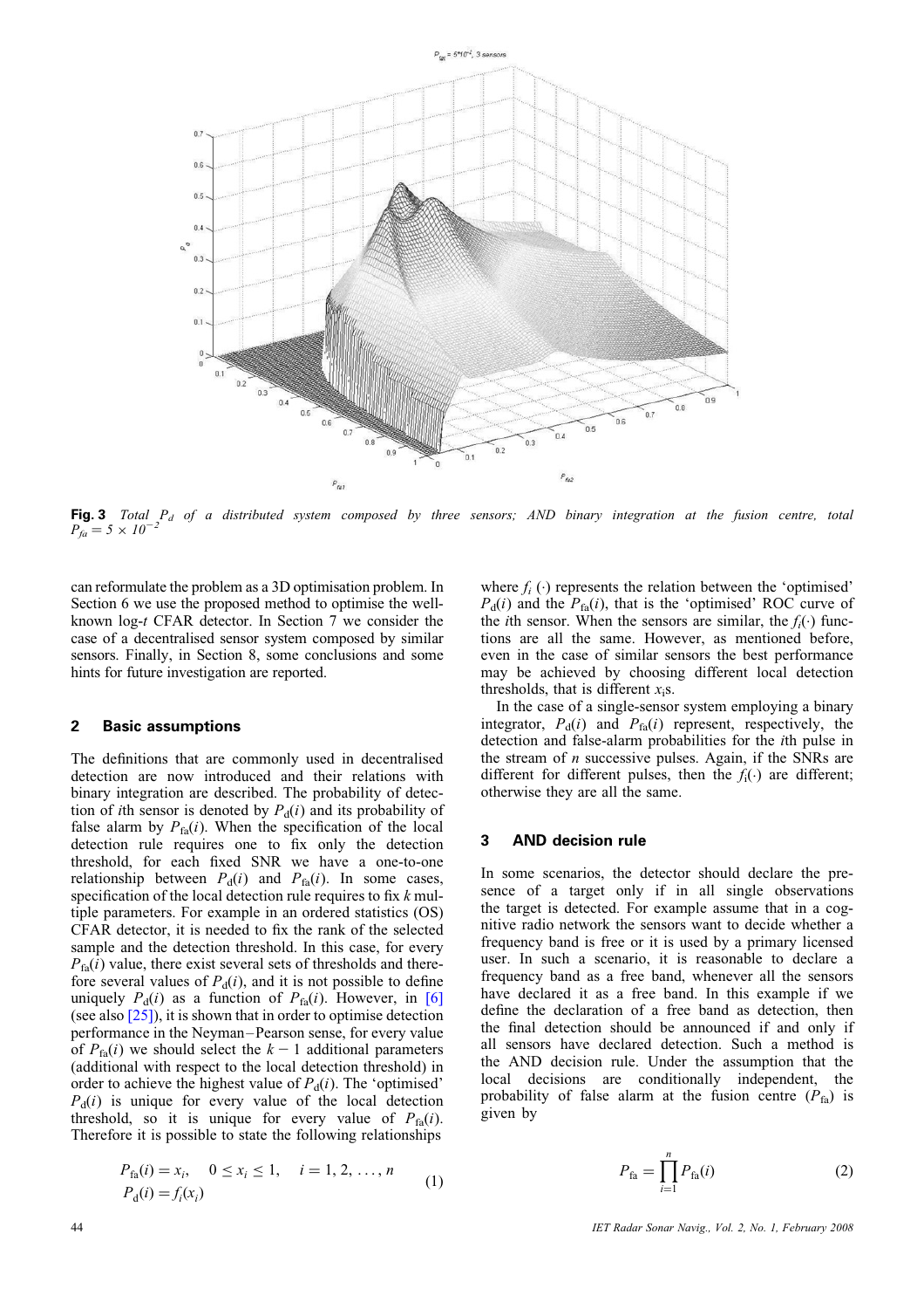**Fig. 3** *Total $P_d$ of a distributed system composed by three sensors; AND binary integration at the fusion centre, total $P_{fa} = 5 \times 10^{-2}$*

can reformulate the problem as a 3D optimisation problem. In Section 6 we use the proposed method to optimise the well-known log-*t* CFAR detector. In Section 7 we consider the case of a decentralised sensor system composed by similar sensors. Finally, in Section 8, some conclusions and some hints for future investigation are reported.

## 2 Basic assumptions

The definitions that are commonly used in decentralised detection are now introduced and their relations with binary integration are described. The probability of detection of *i*th sensor is denoted by $P_d(i)$ and its probability of false alarm by $P_{fa}(i)$. When the specification of the local detection rule requires one to fix only the detection threshold, for each fixed SNR we have a one-to-one relationship between $P_d(i)$ and $P_{fa}(i)$. In some cases, specification of the local detection rule requires to fix *k* multiple parameters. For example in an ordered statistics (OS) CFAR detector, it is needed to fix the rank of the selected sample and the detection threshold. In this case, for every $P_{fa}(i)$ value, there exist several sets of thresholds and therefore several values of $P_d(i)$, and it is not possible to define uniquely $P_d(i)$ as a function of $P_{fa}(i)$. However, in [6] (see also [25]), it is shown that in order to optimise detection performance in the Neyman–Pearson sense, for every value of $P_{fa}(i)$ we should select the $k-1$ additional parameters (additional with respect to the local detection threshold) in order to achieve the highest value of $P_d(i)$. The 'optimised' $P_d(i)$ is unique for every value of the local detection threshold, so it is unique for every value of $P_{fa}(i)$. Therefore it is possible to state the following relationships

$$
\begin{aligned}
P_{fa}(i) &= x_i, \quad 0 \le x_i \le 1, \quad i = 1, 2, \ldots, n \\
P_d(i) &= f_i(x_i)
\end{aligned}
\tag{1}
$$

where $f_i(\cdot)$ represents the relation between the 'optimised' $P_d(i)$ and the $P_{fa}(i)$, that is the 'optimised' ROC curve of the *i*th sensor. When the sensors are similar, the $f_i(\cdot)$ functions are all the same. However, as mentioned before, even in the case of similar sensors the best performance may be achieved by choosing different local detection thresholds, that is different $x_i$s.

In the case of a single-sensor system employing a binary integrator, $P_d(i)$ and $P_{fa}(i)$ represent, respectively, the detection and false-alarm probabilities for the *i*th pulse in the stream of *n* successive pulses. Again, if the SNRs are different for different pulses, then the $f_i(\cdot)$ are different; otherwise they are all the same.

## 3 AND decision rule

In some scenarios, the detector should declare the presence of a target only if in all single observations the target is detected. For example assume that in a cognitive radio network the sensors want to decide whether a frequency band is free or it is used by a primary licensed user. In such a scenario, it is reasonable to declare a frequency band as a free band, whenever all the sensors have declared it as a free band. In this example if we define the declaration of a free band as detection, then the final detection should be announced if and only if all sensors have declared detection. Such a method is the AND decision rule. Under the assumption that the local decisions are conditionally independent, the probability of false alarm at the fusion centre ($P_{fa}$) is given by

$$
P_{fa} = \prod_{i=1}^{n} P_{fa}(i) \tag{2}
$$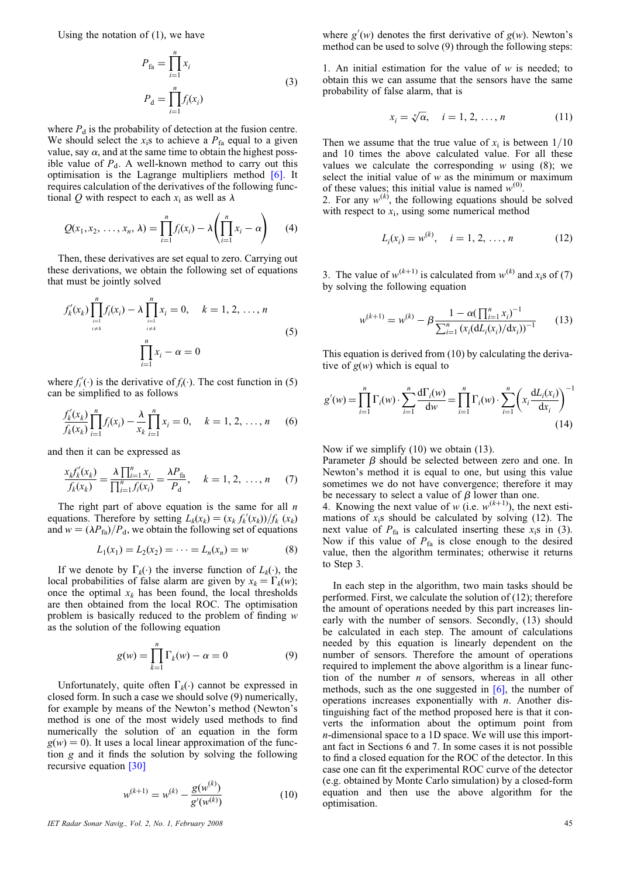Using the notation of (1), we have

$$P_{\text{fa}} = \prod_{i=1}^{n} x_i$$
$$P_{\text{d}} = \prod_{i=1}^{n} f_i(x_i) \tag{3}$$

where $P_{\text{d}}$ is the probability of detection at the fusion centre. We should select the $x_i$s to achieve a $P_{\text{fa}}$ equal to a given value, say $\alpha$, and at the same time to obtain the highest possible value of $P_{\text{d}}$. A well-known method to carry out this optimisation is the Lagrange multipliers method [6]. It requires calculation of the derivatives of the following functional $Q$ with respect to each $x_i$ as well as $\lambda$

$$Q(x_1, x_2, \ldots, x_n, \lambda) = \prod_{i=1}^{n} f_i(x_i) - \lambda\left(\prod_{i=1}^{n} x_i - \alpha\right) \tag{4}$$

Then, these derivatives are set equal to zero. Carrying out these derivations, we obtain the following set of equations that must be jointly solved

$$f_k'(x_k)\prod_{\substack{i=1\\i\neq k}}^{n} f_i(x_i) - \lambda \prod_{\substack{i=1\\i\neq k}}^{n} x_i = 0, \quad k = 1, 2, \ldots, n$$
$$\prod_{i=1}^{n} x_i - \alpha = 0 \tag{5}$$

where $f_i'(\cdot)$ is the derivative of $f_i(\cdot)$. The cost function in (5) can be simplified to as follows

$$\frac{f_k'(x_k)}{f_k(x_k)}\prod_{i=1}^{n} f_i(x_i) - \frac{\lambda}{x_k}\prod_{i=1}^{n} x_i = 0, \quad k = 1, 2, \ldots, n \tag{6}$$

and then it can be expressed as

$$\frac{x_k f_k'(x_k)}{f_k(x_k)} = \frac{\lambda \prod_{i=1}^{n} x_i}{\prod_{i=1}^{n} f_i(x_i)} = \frac{\lambda P_{\text{fa}}}{P_{\text{d}}}, \quad k = 1, 2, \ldots, n \tag{7}$$

The right part of above equation is the same for all $n$ equations. Therefore by setting $L_k(x_k) = (x_k f_k'(x_k))/f_k(x_k)$ and $w = (\lambda P_{\text{fa}})/P_{\text{d}}$, we obtain the following set of equations

$$L_1(x_1) = L_2(x_2) = \cdots = L_n(x_n) = w \tag{8}$$

If we denote by $\Gamma_k(\cdot)$ the inverse function of $L_k(\cdot)$, the local probabilities of false alarm are given by $x_k = \Gamma_k(w)$; once the optimal $x_k$ has been found, the local thresholds are then obtained from the local ROC. The optimisation problem is basically reduced to the problem of finding $w$ as the solution of the following equation

$$g(w) = \prod_{k=1}^{n} \Gamma_k(w) - \alpha = 0 \tag{9}$$

Unfortunately, quite often $\Gamma_k(\cdot)$ cannot be expressed in closed form. In such a case we should solve (9) numerically, for example by means of the Newton's method (Newton's method is one of the most widely used methods to find numerically the solution of an equation in the form $g(w) = 0$). It uses a local linear approximation of the function $g$ and it finds the solution by solving the following recursive equation [30]

$$w^{(k+1)} = w^{(k)} - \frac{g(w^{(k)})}{g'(w^{(k)})} \tag{10}$$

where $g'(w)$ denotes the first derivative of $g(w)$. Newton's method can be used to solve (9) through the following steps:

1. An initial estimation for the value of $w$ is needed; to obtain this we can assume that the sensors have the same probability of false alarm, that is

$$x_i = \sqrt[n]{\alpha}, \quad i = 1, 2, \ldots, n \tag{11}$$

Then we assume that the true value of $x_i$ is between $1/10$ and 10 times the above calculated value. For all these values we calculate the corresponding $w$ using (8); we select the initial value of $w$ as the minimum or maximum of these values; this initial value is named $w^{(0)}$.

2. For any $w^{(k)}$, the following equations should be solved with respect to $x_i$, using some numerical method

$$L_i(x_i) = w^{(k)}, \quad i = 1, 2, \ldots, n \tag{12}$$

3. The value of $w^{(k+1)}$ is calculated from $w^{(k)}$ and $x_i$s of (7) by solving the following equation

$$w^{(k+1)} = w^{(k)} - \beta \frac{1 - \alpha\left(\prod_{i=1}^{n} x_i\right)^{-1}}{\sum_{i=1}^{n}\left(x_i (\mathrm{d}L_i(x_i)/\mathrm{d}x_i)\right)^{-1}} \tag{13}$$

This equation is derived from (10) by calculating the derivative of $g(w)$ which is equal to

$$g'(w) = \prod_{i=1}^{n} \Gamma_i(w) \cdot \sum_{i=1}^{n} \frac{\mathrm{d}\Gamma_i(w)}{\mathrm{d}w} = \prod_{i=1}^{n} \Gamma_i(w) \cdot \sum_{i=1}^{n}\left(x_i \frac{\mathrm{d}L_i(x_i)}{\mathrm{d}x_i}\right)^{-1} \tag{14}$$

Now if we simplify (10) we obtain (13).
Parameter $\beta$ should be selected between zero and one. In Newton's method it is equal to one, but using this value sometimes we do not have convergence; therefore it may be necessary to select a value of $\beta$ lower than one.

4. Knowing the next value of $w$ (i.e. $w^{(k+1)}$), the next estimations of $x_i$s should be calculated by solving (12). The next value of $P_{\text{fa}}$ is calculated inserting these $x_i$s in (3). Now if this value of $P_{\text{fa}}$ is close enough to the desired value, then the algorithm terminates; otherwise it returns to Step 3.

In each step in the algorithm, two main tasks should be performed. First, we calculate the solution of (12); therefore the amount of operations needed by this part increases linearly with the number of sensors. Secondly, (13) should be calculated in each step. The amount of calculations needed by this equation is linearly dependent on the number of sensors. Therefore the amount of operations required to implement the above algorithm is a linear function of the number $n$ of sensors, whereas in all other methods, such as the one suggested in [6], the number of operations increases exponentially with $n$. Another distinguishing fact of the method proposed here is that it converts the information about the optimum point from $n$-dimensional space to a 1D space. We will use this important fact in Sections 6 and 7. In some cases it is not possible to find a closed equation for the ROC of the detector. In this case one can fit the experimental ROC curve of the detector (e.g. obtained by Monte Carlo simulation) by a closed-form equation and then use the above algorithm for the optimisation.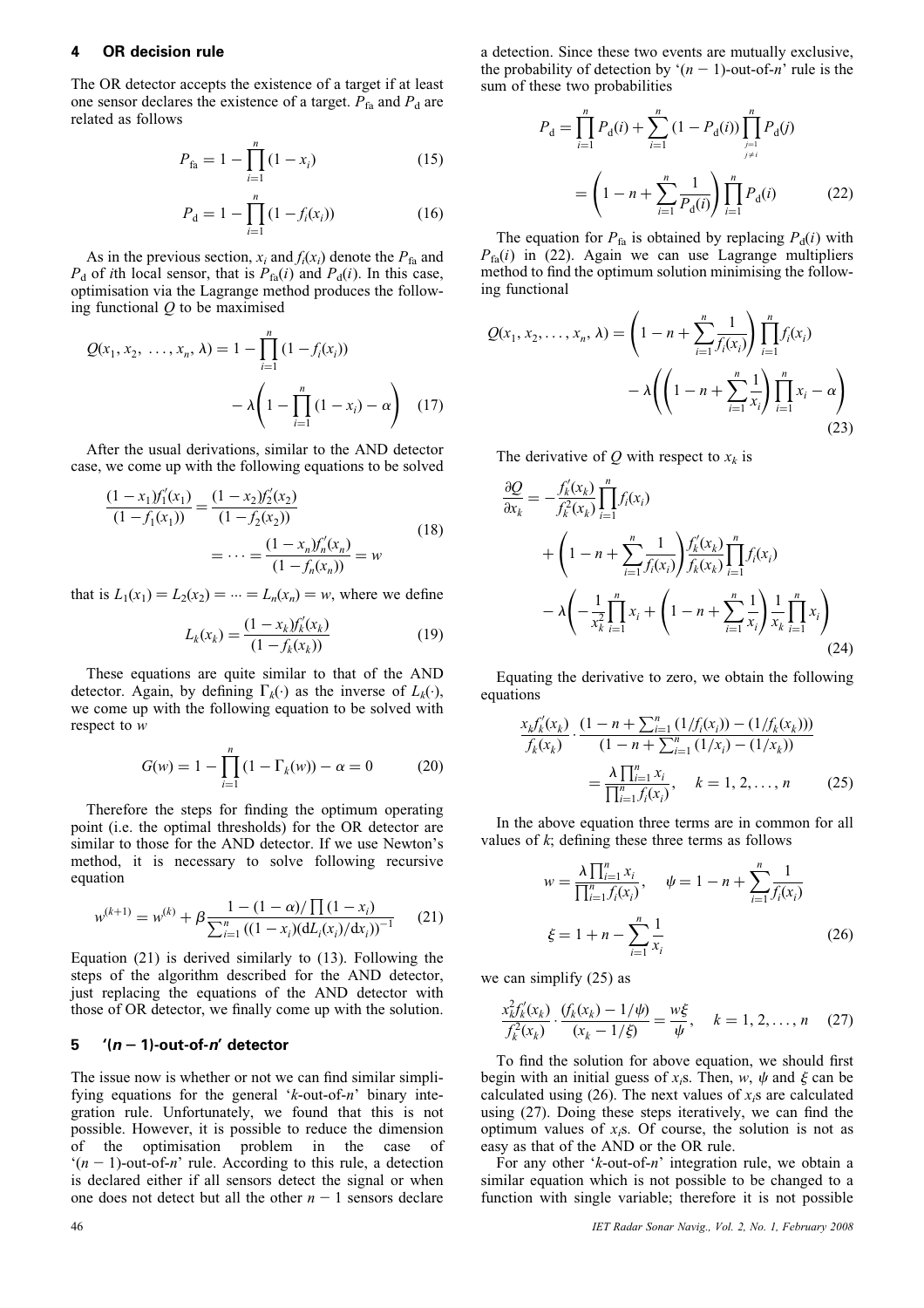## 4 OR decision rule

The OR detector accepts the existence of a target if at least one sensor declares the existence of a target. $P_{\rm fa}$ and $P_{\rm d}$ are related as follows

$$P_{\rm fa} = 1 - \prod_{i=1}^{n} (1 - x_i) \tag{15}$$

$$P_{\rm d} = 1 - \prod_{i=1}^{n} (1 - f_i(x_i)) \tag{16}$$

As in the previous section, $x_i$ and $f_i(x_i)$ denote the $P_{\rm fa}$ and $P_{\rm d}$ of $i$th local sensor, that is $P_{\rm fa}(i)$ and $P_{\rm d}(i)$. In this case, optimisation via the Lagrange method produces the following functional $Q$ to be maximised

$$Q(x_1, x_2, \ldots, x_n, \lambda) = 1 - \prod_{i=1}^{n} (1 - f_i(x_i)) - \lambda\left(1 - \prod_{i=1}^{n} (1 - x_i) - \alpha\right) \tag{17}$$

After the usual derivations, similar to the AND detector case, we come up with the following equations to be solved

$$\frac{(1 - x_1)f_1'(x_1)}{(1 - f_1(x_1))} = \frac{(1 - x_2)f_2'(x_2)}{(1 - f_2(x_2))} = \cdots = \frac{(1 - x_n)f_n'(x_n)}{(1 - f_n(x_n))} = w \tag{18}$$

that is $L_1(x_1) = L_2(x_2) = \cdots = L_n(x_n) = w$, where we define

$$L_k(x_k) = \frac{(1 - x_k)f_k'(x_k)}{(1 - f_k(x_k))} \tag{19}$$

These equations are quite similar to that of the AND detector. Again, by defining $\Gamma_k(\cdot)$ as the inverse of $L_k(\cdot)$, we come up with the following equation to be solved with respect to $w$

$$G(w) = 1 - \prod_{i=1}^{n} (1 - \Gamma_k(w)) - \alpha = 0 \tag{20}$$

Therefore the steps for finding the optimum operating point (i.e. the optimal thresholds) for the OR detector are similar to those for the AND detector. If we use Newton's method, it is necessary to solve following recursive equation

$$w^{(k+1)} = w^{(k)} + \beta \frac{1 - (1 - \alpha)/\prod (1 - x_i)}{\sum_{i=1}^{n} ((1 - x_i)({\rm d}L_i(x_i)/{\rm d}x_i))^{-1}} \tag{21}$$

Equation (21) is derived similarly to (13). Following the steps of the algorithm described for the AND detector, just replacing the equations of the AND detector with those of OR detector, we finally come up with the solution.

## 5 '$(n - 1)$-out-of-$n$' detector

The issue now is whether or not we can find similar simplifying equations for the general '$k$-out-of-$n$' binary integration rule. Unfortunately, we found that this is not possible. However, it is possible to reduce the dimension of the optimisation problem in the case of '$(n - 1)$-out-of-$n$' rule. According to this rule, a detection is declared either if all sensors detect the signal or when one does not detect but all the other $n - 1$ sensors declare a detection. Since these two events are mutually exclusive, the probability of detection by '$(n - 1)$-out-of-$n$' rule is the sum of these two probabilities

$$P_{\rm d} = \prod_{i=1}^{n} P_{\rm d}(i) + \sum_{i=1}^{n} (1 - P_{\rm d}(i)) \prod_{\substack{j=1 \\ j \neq i}}^{n} P_{\rm d}(j) = \left(1 - n + \sum_{i=1}^{n} \frac{1}{P_{\rm d}(i)}\right) \prod_{i=1}^{n} P_{\rm d}(i) \tag{22}$$

The equation for $P_{\rm fa}$ is obtained by replacing $P_{\rm d}(i)$ with $P_{\rm fa}(i)$ in (22). Again we can use Lagrange multipliers method to find the optimum solution minimising the following functional

$$Q(x_1, x_2, \ldots, x_n, \lambda) = \left(1 - n + \sum_{i=1}^{n} \frac{1}{f_i(x_i)}\right) \prod_{i=1}^{n} f_i(x_i) - \lambda\left(\left(1 - n + \sum_{i=1}^{n} \frac{1}{x_i}\right) \prod_{i=1}^{n} x_i - \alpha\right) \tag{23}$$

The derivative of $Q$ with respect to $x_k$ is

$$\frac{\partial Q}{\partial x_k} = -\frac{f_k'(x_k)}{f_k^2(x_k)} \prod_{i=1}^{n} f_i(x_i) + \left(1 - n + \sum_{i=1}^{n} \frac{1}{f_i(x_i)}\right) \frac{f_k'(x_k)}{f_k(x_k)} \prod_{i=1}^{n} f_i(x_i) - \lambda\left(-\frac{1}{x_k^2} \prod_{i=1}^{n} x_i + \left(1 - n + \sum_{i=1}^{n} \frac{1}{x_i}\right) \frac{1}{x_k} \prod_{i=1}^{n} x_i\right) \tag{24}$$

Equating the derivative to zero, we obtain the following equations

$$\frac{x_k f_k'(x_k)}{f_k(x_k)} \cdot \frac{(1 - n + \sum_{i=1}^{n} (1/f_i(x_i)) - (1/f_k(x_k)))}{(1 - n + \sum_{i=1}^{n} (1/x_i) - (1/x_k))} = \frac{\lambda \prod_{i=1}^{n} x_i}{\prod_{i=1}^{n} f_i(x_i)}, \quad k = 1, 2, \ldots, n \tag{25}$$

In the above equation three terms are in common for all values of $k$; defining these three terms as follows

$$w = \frac{\lambda \prod_{i=1}^{n} x_i}{\prod_{i=1}^{n} f_i(x_i)}, \quad \psi = 1 - n + \sum_{i=1}^{n} \frac{1}{f_i(x_i)}$$

$$\xi = 1 + n - \sum_{i=1}^{n} \frac{1}{x_i} \tag{26}$$

we can simplify (25) as

$$\frac{x_k^2 f_k'(x_k)}{f_k^2(x_k)} \cdot \frac{(f_k(x_k) - 1/\psi)}{(x_k - 1/\xi)} = \frac{w\xi}{\psi}, \quad k = 1, 2, \ldots, n \tag{27}$$

To find the solution for above equation, we should first begin with an initial guess of $x_i$s. Then, $w$, $\psi$ and $\xi$ can be calculated using (26). The next values of $x_i$s are calculated using (27). Doing these steps iteratively, we can find the optimum values of $x_i$s. Of course, the solution is not as easy as that of the AND or the OR rule.

For any other '$k$-out-of-$n$' integration rule, we obtain a similar equation which is not possible to be changed to a function with single variable; therefore it is not possible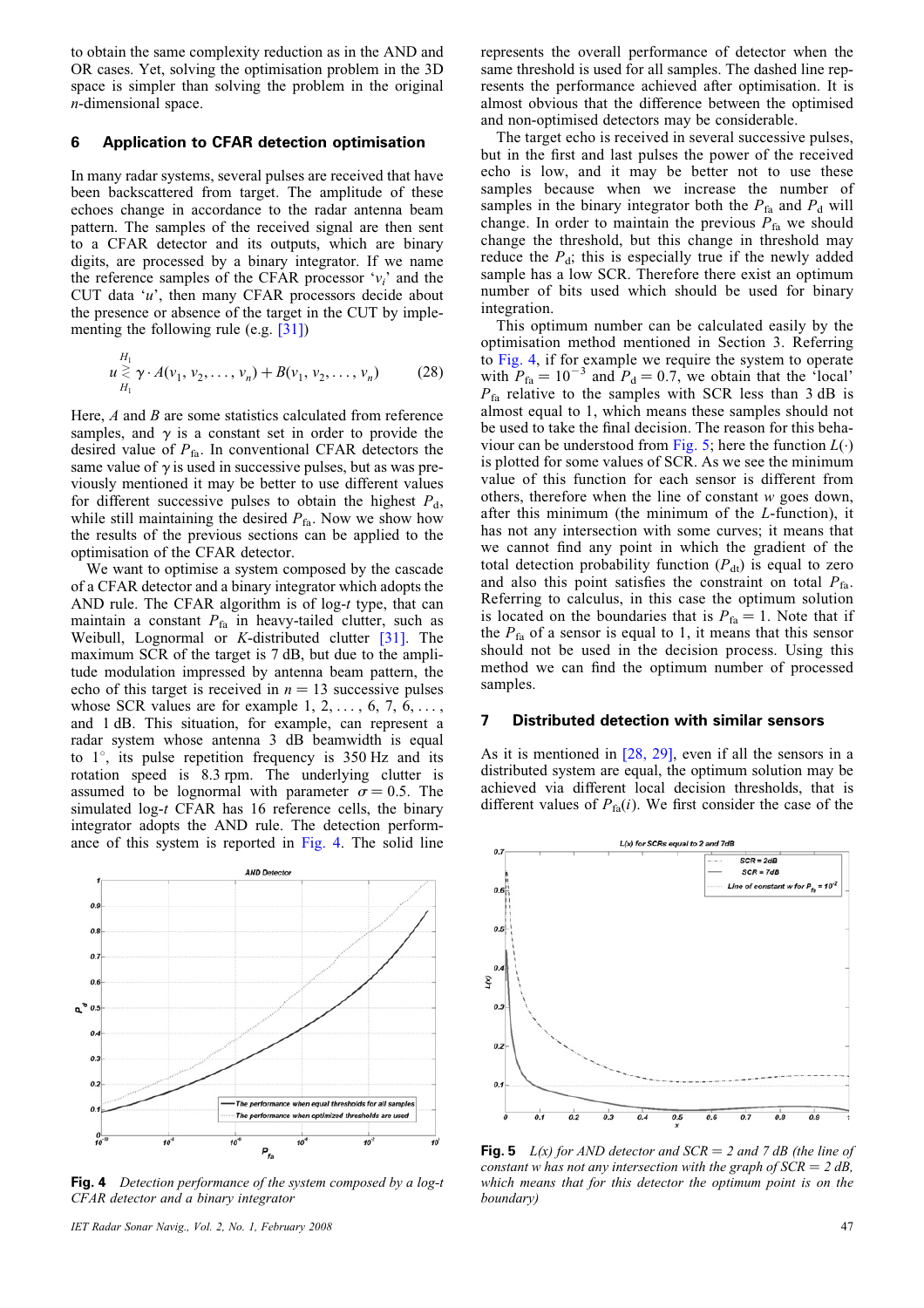to obtain the same complexity reduction as in the AND and OR cases. Yet, solving the optimisation problem in the 3D space is simpler than solving the problem in the original $n$-dimensional space.

## 6 Application to CFAR detection optimisation

In many radar systems, several pulses are received that have been backscattered from target. The amplitude of these echoes change in accordance to the radar antenna beam pattern. The samples of the received signal are then sent to a CFAR detector and its outputs, which are binary digits, are processed by a binary integrator. If we name the reference samples of the CFAR processor '$v_i$' and the CUT data '$u$', then many CFAR processors decide about the presence or absence of the target in the CUT by implementing the following rule (e.g. [31])

$$u \underset{H_1}{\overset{H_1}{\gtrless}} \gamma \cdot A(v_1, v_2, \ldots, v_n) + B(v_1, v_2, \ldots, v_n) \tag{28}$$

Here, $A$ and $B$ are some statistics calculated from reference samples, and $\gamma$ is a constant set in order to provide the desired value of $P_{\text{fa}}$. In conventional CFAR detectors the same value of $\gamma$ is used in successive pulses, but as was previously mentioned it may be better to use different values for different successive pulses to obtain the highest $P_{\text{d}}$, while still maintaining the desired $P_{\text{fa}}$. Now we show how the results of the previous sections can be applied to the optimisation of the CFAR detector.

We want to optimise a system composed by the cascade of a CFAR detector and a binary integrator which adopts the AND rule. The CFAR algorithm is of log-$t$ type, that can maintain a constant $P_{\text{fa}}$ in heavy-tailed clutter, such as Weibull, Lognormal or $K$-distributed clutter [31]. The maximum SCR of the target is 7 dB, but due to the amplitude modulation impressed by antenna beam pattern, the echo of this target is received in $n = 13$ successive pulses whose SCR values are for example $1, 2, \ldots, 6, 7, 6, \ldots,$ and 1 dB. This situation, for example, can represent a radar system whose antenna 3 dB beamwidth is equal to 1°, its pulse repetition frequency is 350 Hz and its rotation speed is 8.3 rpm. The underlying clutter is assumed to be lognormal with parameter $\sigma = 0.5$. The simulated log-$t$ CFAR has 16 reference cells, the binary integrator adopts the AND rule. The detection performance of this system is reported in Fig. 4. The solid line represents the overall performance of detector when the same threshold is used for all samples. The dashed line represents the performance achieved after optimisation. It is almost obvious that the difference between the optimised and non-optimised detectors may be considerable.

The target echo is received in several successive pulses, but in the first and last pulses the power of the received echo is low, and it may be better not to use these samples because when we increase the number of samples in the binary integrator both the $P_{\text{fa}}$ and $P_{\text{d}}$ will change. In order to maintain the previous $P_{\text{fa}}$ we should change the threshold, but this change in threshold may reduce the $P_{\text{d}}$; this is especially true if the newly added sample has a low SCR. Therefore there exist an optimum number of bits used which should be used for binary integration.

This optimum number can be calculated easily by the optimisation method mentioned in Section 3. Referring to Fig. 4, if for example we require the system to operate with $P_{\text{fa}} = 10^{-3}$ and $P_{\text{d}} = 0.7$, we obtain that the 'local' $P_{\text{fa}}$ relative to the samples with SCR less than 3 dB is almost equal to 1, which means these samples should not be used to take the final decision. The reason for this behaviour can be understood from Fig. 5; here the function $L(\cdot)$ is plotted for some values of SCR. As we see the minimum value of this function for each sensor is different from others, therefore when the line of constant $w$ goes down, after this minimum (the minimum of the $L$-function), it has not any intersection with some curves; it means that we cannot find any point in which the gradient of the total detection probability function ($P_{\text{dt}}$) is equal to zero and also this point satisfies the constraint on total $P_{\text{fa}}$. Referring to calculus, in this case the optimum solution is located on the boundaries that is $P_{\text{fa}} = 1$. Note that if the $P_{\text{fa}}$ of a sensor is equal to 1, it means that this sensor should not be used in the decision process. Using this method we can find the optimum number of processed samples.

**Fig. 4** *Detection performance of the system composed by a log-t CFAR detector and a binary integrator*

**Fig. 5** *L(x) for AND detector and SCR = 2 and 7 dB (the line of constant w has not any intersection with the graph of SCR = 2 dB, which means that for this detector the optimum point is on the boundary)*

## 7 Distributed detection with similar sensors

As it is mentioned in [28, 29], even if all the sensors in a distributed system are equal, the optimum solution may be achieved via different local decision thresholds, that is different values of $P_{\text{fa}}(i)$. We first consider the case of the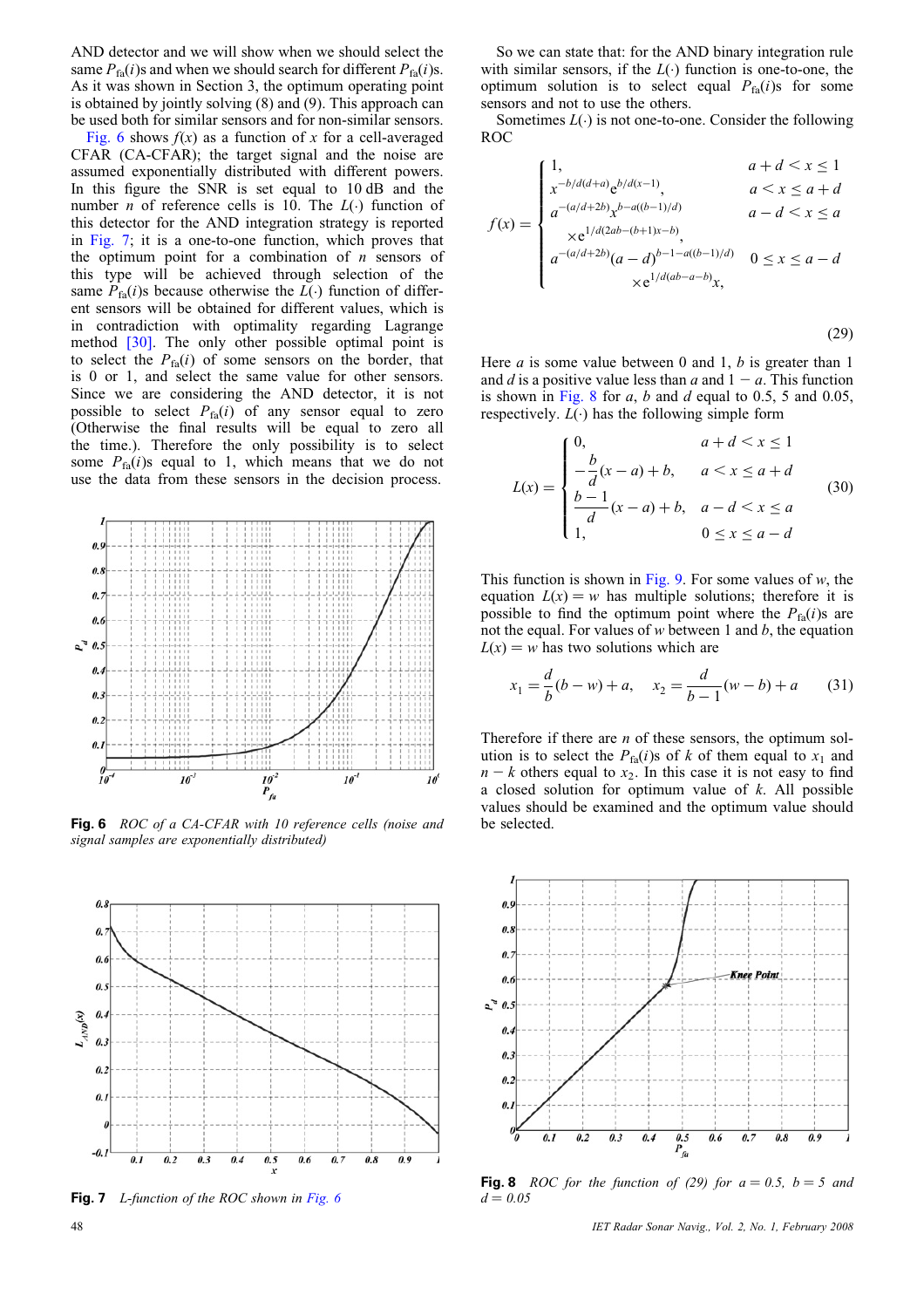AND detector and we will show when we should select the same $P_{fa}(i)$s and when we should search for different $P_{fa}(i)$s. As it was shown in Section 3, the optimum operating point is obtained by jointly solving (8) and (9). This approach can be used both for similar sensors and for non-similar sensors.

Fig. 6 shows $f(x)$ as a function of $x$ for a cell-averaged CFAR (CA-CFAR); the target signal and the noise are assumed exponentially distributed with different powers. In this figure the SNR is set equal to 10 dB and the number $n$ of reference cells is 10. The $L(\cdot)$ function of this detector for the AND integration strategy is reported in Fig. 7; it is a one-to-one function, which proves that the optimum point for a combination of $n$ sensors of this type will be achieved through selection of the same $P_{fa}(i)$s because otherwise the $L(\cdot)$ function of different sensors will be obtained for different values, which is in contradiction with optimality regarding Lagrange method [30]. The only other possible optimal point is to select the $P_{fa}(i)$ of some sensors on the border, that is 0 or 1, and select the same value for other sensors. Since we are considering the AND detector, it is not possible to select $P_{fa}(i)$ of any sensor equal to zero (Otherwise the final results will be equal to zero all the time.). Therefore the only possibility is to select some $P_{fa}(i)$s equal to 1, which means that we do not use the data from these sensors in the decision process.

Fig. 6 *ROC of a CA-CFAR with 10 reference cells (noise and signal samples are exponentially distributed)*

Fig. 7 *L-function of the ROC shown in Fig. 6*

So we can state that: for the AND binary integration rule with similar sensors, if the $L(\cdot)$ function is one-to-one, the optimum solution is to select equal $P_{fa}(i)$s for some sensors and not to use the others.

Sometimes $L(\cdot)$ is not one-to-one. Consider the following ROC

$$f(x) = \begin{cases} 1, & a+d < x \le 1 \\ x^{-b/d(d+a)} e^{b/d(x-1)}, & a < x \le a+d \\ a^{-(a/d+2b)} x^{b-a((b-1)/d)} \\ \quad \times e^{1/d(2ab-(b+1)x-b)}, & a-d < x \le a \\ a^{-(a/d+2b)} (a-d)^{b-1-a((b-1)/d)} \\ \quad \times e^{1/d(ab-a-b)} x, & 0 \le x \le a-d \end{cases} \tag{29}$$

Here $a$ is some value between 0 and 1, $b$ is greater than 1 and $d$ is a positive value less than $a$ and $1-a$. This function is shown in Fig. 8 for $a$, $b$ and $d$ equal to 0.5, 5 and 0.05, respectively. $L(\cdot)$ has the following simple form

$$L(x) = \begin{cases} 0, & a+d < x \le 1 \\ -\dfrac{b}{d}(x-a)+b, & a < x \le a+d \\ \dfrac{b-1}{d}(x-a)+b, & a-d < x \le a \\ 1, & 0 \le x \le a-d \end{cases} \tag{30}$$

This function is shown in Fig. 9. For some values of $w$, the equation $L(x) = w$ has multiple solutions; therefore it is possible to find the optimum point where the $P_{fa}(i)$s are not the equal. For values of $w$ between 1 and $b$, the equation $L(x) = w$ has two solutions which are

$$x_1 = \frac{d}{b}(b-w)+a, \quad x_2 = \frac{d}{b-1}(w-b)+a \tag{31}$$

Therefore if there are $n$ of these sensors, the optimum solution is to select the $P_{fa}(i)$s of $k$ of them equal to $x_1$ and $n-k$ others equal to $x_2$. In this case it is not easy to find a closed solution for optimum value of $k$. All possible values should be examined and the optimum value should be selected.

Fig. 8 *ROC for the function of (29) for $a = 0.5$, $b = 5$ and $d = 0.05$*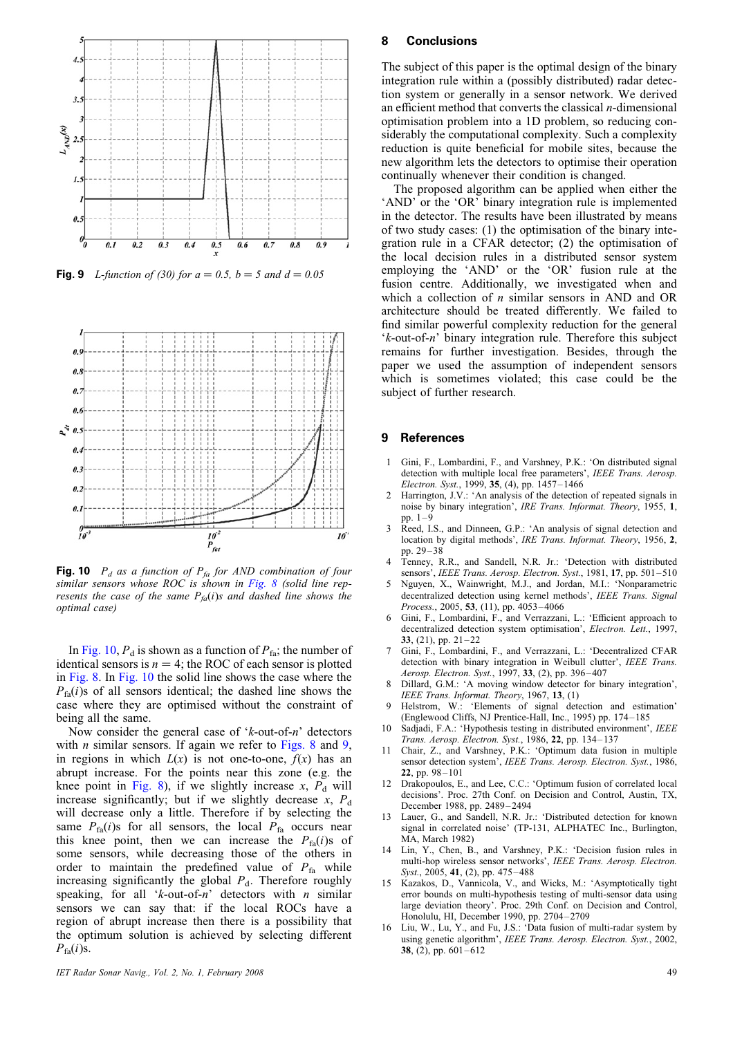**Fig. 9** *L-function of (30) for a = 0.5, b = 5 and d = 0.05*

**Fig. 10** *$P_d$ as a function of $P_{fa}$ for AND combination of four similar sensors whose ROC is shown in Fig. 8 (solid line represents the case of the same $P_{fa}(i)$s and dashed line shows the optimal case)*

In Fig. 10, $P_d$ is shown as a function of $P_{fa}$; the number of identical sensors is $n = 4$; the ROC of each sensor is plotted in Fig. 8. In Fig. 10 the solid line shows the case where the $P_{fa}(i)$s of all sensors identical; the dashed line shows the case where they are optimised without the constraint of being all the same.

Now consider the general case of '$k$-out-of-$n$' detectors with $n$ similar sensors. If again we refer to Figs. 8 and 9, in regions in which $L(x)$ is not one-to-one, $f(x)$ has an abrupt increase. For the points near this zone (e.g. the knee point in Fig. 8), if we slightly increase $x$, $P_d$ will increase significantly; but if we slightly decrease $x$, $P_d$ will decrease only a little. Therefore if by selecting the same $P_{fa}(i)$s for all sensors, the local $P_{fa}$ occurs near this knee point, then we can increase the $P_{fa}(i)$s of some sensors, while decreasing those of the others in order to maintain the predefined value of $P_{fa}$ while increasing significantly the global $P_d$. Therefore roughly speaking, for all '$k$-out-of-$n$' detectors with $n$ similar sensors we can say that: if the local ROCs have a region of abrupt increase then there is a possibility that the optimum solution is achieved by selecting different $P_{fa}(i)$s.

## 8 Conclusions

The subject of this paper is the optimal design of the binary integration rule within a (possibly distributed) radar detection system or generally in a sensor network. We derived an efficient method that converts the classical $n$-dimensional optimisation problem into a 1D problem, so reducing considerably the computational complexity. Such a complexity reduction is quite beneficial for mobile sites, because the new algorithm lets the detectors to optimise their operation continually whenever their condition is changed.

The proposed algorithm can be applied when either the 'AND' or the 'OR' binary integration rule is implemented in the detector. The results have been illustrated by means of two study cases: (1) the optimisation of the binary integration rule in a CFAR detector; (2) the optimisation of the local decision rules in a distributed sensor system employing the 'AND' or the 'OR' fusion rule at the fusion centre. Additionally, we investigated when and which a collection of $n$ similar sensors in AND and OR architecture should be treated differently. We failed to find similar powerful complexity reduction for the general '$k$-out-of-$n$' binary integration rule. Therefore this subject remains for further investigation. Besides, through the paper we used the assumption of independent sensors which is sometimes violated; this case could be the subject of further research.

## 9 References

1. Gini, F., Lombardini, F., and Varshney, P.K.: 'On distributed signal detection with multiple local free parameters', *IEEE Trans. Aerosp. Electron. Syst.*, 1999, **35**, (4), pp. 1457–1466
2. Harrington, J.V.: 'An analysis of the detection of repeated signals in noise by binary integration', *IRE Trans. Informat. Theory*, 1955, **1**, pp. 1–9
3. Reed, I.S., and Dinneen, G.P.: 'An analysis of signal detection and location by digital methods', *IRE Trans. Informat. Theory*, 1956, **2**, pp. 29–38
4. Tenney, R.R., and Sandell, N.R. Jr.: 'Detection with distributed sensors', *IEEE Trans. Aerosp. Electron. Syst.*, 1981, **17**, pp. 501–510
5. Nguyen, X., Wainwright, M.J., and Jordan, M.I.: 'Nonparametric decentralized detection using kernel methods', *IEEE Trans. Signal Process.*, 2005, **53**, (11), pp. 4053–4066
6. Gini, F., Lombardini, F., and Verrazzani, L.: 'Efficient approach to decentralized detection system optimisation', *Electron. Lett.*, 1997, **33**, (21), pp. 21–22
7. Gini, F., Lombardini, F., and Verrazzani, L.: 'Decentralized CFAR detection with binary integration in Weibull clutter', *IEEE Trans. Aerosp. Electron. Syst.*, 1997, **33**, (2), pp. 396–407
8. Dillard, G.M.: 'A moving window detector for binary integration', *IEEE Trans. Informat. Theory*, 1967, **13**, (1)
9. Helstrom, W.: 'Elements of signal detection and estimation' (Englewood Cliffs, NJ Prentice-Hall, Inc., 1995) pp. 174–185
10. Sadjadi, F.A.: 'Hypothesis testing in distributed environment', *IEEE Trans. Aerosp. Electron. Syst.*, 1986, **22**, pp. 134–137
11. Chair, Z., and Varshney, P.K.: 'Optimum data fusion in multiple sensor detection system', *IEEE Trans. Aerosp. Electron. Syst.*, 1986, **22**, pp. 98–101
12. Drakopoulos, E., and Lee, C.C.: 'Optimum fusion of correlated local decisions'. Proc. 27th Conf. on Decision and Control, Austin, TX, December 1988, pp. 2489–2494
13. Lauer, G., and Sandell, N.R. Jr.: 'Distributed detection for known signal in correlated noise' (TP-131, ALPHATEC Inc., Burlington, MA, March 1982)
14. Lin, Y., Chen, B., and Varshney, P.K.: 'Decision fusion rules in multi-hop wireless sensor networks', *IEEE Trans. Aerosp. Electron. Syst.*, 2005, **41**, (2), pp. 475–488
15. Kazakos, D., Vannicola, V., and Wicks, M.: 'Asymptotically tight error bounds on multi-hypothesis testing of multi-sensor data using large deviation theory'. Proc. 29th Conf. on Decision and Control, Honolulu, HI, December 1990, pp. 2704–2709
16. Liu, W., Lu, Y., and Fu, J.S.: 'Data fusion of multi-radar system by using genetic algorithm', *IEEE Trans. Aerosp. Electron. Syst.*, 2002, **38**, (2), pp. 601–612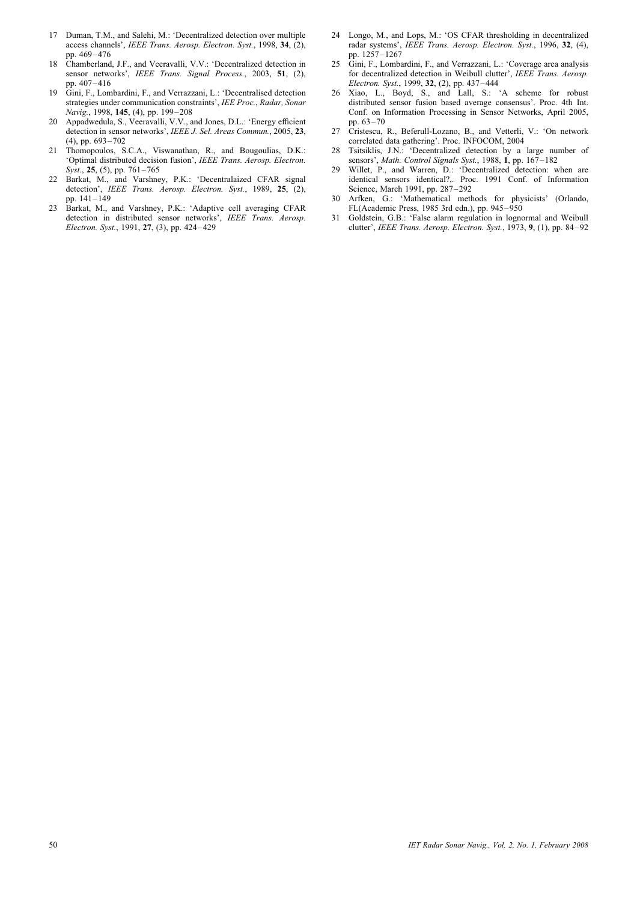17 Duman, T.M., and Salehi, M.: 'Decentralized detection over multiple access channels', *IEEE Trans. Aerosp. Electron. Syst.*, 1998, **34**, (2), pp. 469–476

18 Chamberland, J.F., and Veeravalli, V.V.: 'Decentralized detection in sensor networks', *IEEE Trans. Signal Process.*, 2003, **51**, (2), pp. 407–416

19 Gini, F., Lombardini, F., and Verrazzani, L.: 'Decentralised detection strategies under communication constraints', *IEE Proc.*, *Radar, Sonar Navig.*, 1998, **145**, (4), pp. 199–208

20 Appadwedula, S., Veeravalli, V.V., and Jones, D.L.: 'Energy efficient detection in sensor networks', *IEEE J. Sel. Areas Commun.*, 2005, **23**, (4), pp. 693–702

21 Thomopoulos, S.C.A., Viswanathan, R., and Bougoulias, D.K.: 'Optimal distributed decision fusion', *IEEE Trans. Aerosp. Electron. Syst.*, **25**, (5), pp. 761–765

22 Barkat, M., and Varshney, P.K.: 'Decentralaized CFAR signal detection', *IEEE Trans. Aerosp. Electron. Syst.*, 1989, **25**, (2), pp. 141–149

23 Barkat, M., and Varshney, P.K.: 'Adaptive cell averaging CFAR detection in distributed sensor networks', *IEEE Trans. Aerosp. Electron. Syst.*, 1991, **27**, (3), pp. 424–429

24 Longo, M., and Lops, M.: 'OS CFAR thresholding in decentralized radar systems', *IEEE Trans. Aerosp. Electron. Syst.*, 1996, **32**, (4), pp. 1257–1267

25 Gini, F., Lombardini, F., and Verrazzani, L.: 'Coverage area analysis for decentralized detection in Weibull clutter', *IEEE Trans. Aerosp. Electron. Syst.*, 1999, **32**, (2), pp. 437–444

26 Xiao, L., Boyd, S., and Lall, S.: 'A scheme for robust distributed sensor fusion based average consensus'. Proc. 4th Int. Conf. on Information Processing in Sensor Networks, April 2005, pp. 63–70

27 Cristescu, R., Beferull-Lozano, B., and Vetterli, V.: 'On network correlated data gathering'. Proc. INFOCOM, 2004

28 Tsitsiklis, J.N.: 'Decentralized detection by a large number of sensors', *Math. Control Signals Syst.*, 1988, **1**, pp. 167–182

29 Willet, P., and Warren, D.: 'Decentralized detection: when are identical sensors identical?,. Proc. 1991 Conf. of Information Science, March 1991, pp. 287–292

30 Arfken, G.: 'Mathematical methods for physicists' (Orlando, FL(Academic Press, 1985 3rd edn.), pp. 945–950

31 Goldstein, G.B.: 'False alarm regulation in lognormal and Weibull clutter', *IEEE Trans. Aerosp. Electron. Syst.*, 1973, **9**, (1), pp. 84–92